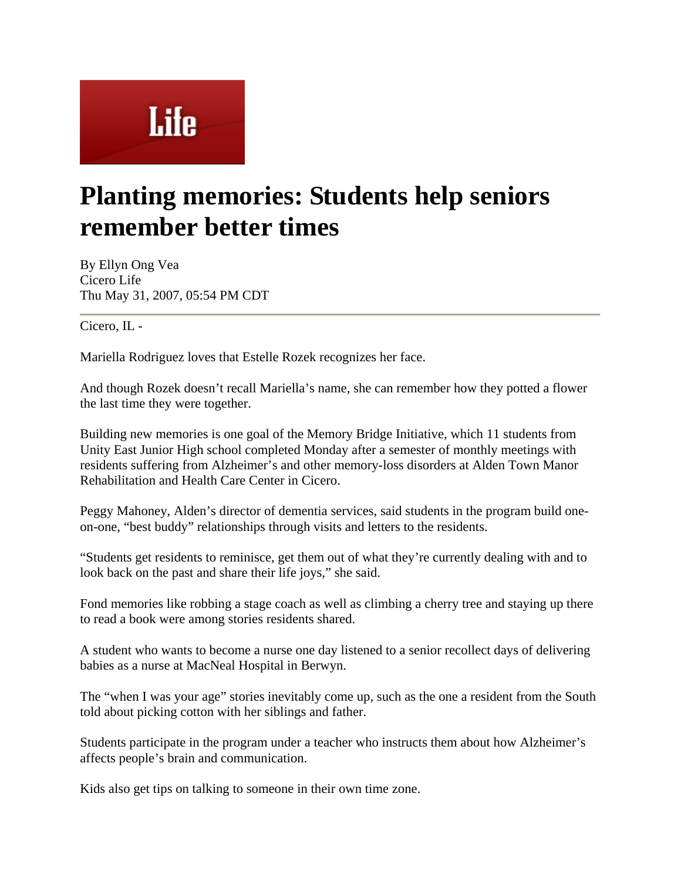Life

# Planting memories: Students help seniors remember better times

By Ellyn Ong Vea
Cicero Life
Thu May 31, 2007, 05:54 PM CDT

Cicero, IL -

Mariella Rodriguez loves that Estelle Rozek recognizes her face.

And though Rozek doesn't recall Mariella's name, she can remember how they potted a flower the last time they were together.

Building new memories is one goal of the Memory Bridge Initiative, which 11 students from Unity East Junior High school completed Monday after a semester of monthly meetings with residents suffering from Alzheimer's and other memory-loss disorders at Alden Town Manor Rehabilitation and Health Care Center in Cicero.

Peggy Mahoney, Alden's director of dementia services, said students in the program build one-on-one, "best buddy" relationships through visits and letters to the residents.

"Students get residents to reminisce, get them out of what they're currently dealing with and to look back on the past and share their life joys," she said.

Fond memories like robbing a stage coach as well as climbing a cherry tree and staying up there to read a book were among stories residents shared.

A student who wants to become a nurse one day listened to a senior recollect days of delivering babies as a nurse at MacNeal Hospital in Berwyn.

The "when I was your age" stories inevitably come up, such as the one a resident from the South told about picking cotton with her siblings and father.

Students participate in the program under a teacher who instructs them about how Alzheimer's affects people's brain and communication.

Kids also get tips on talking to someone in their own time zone.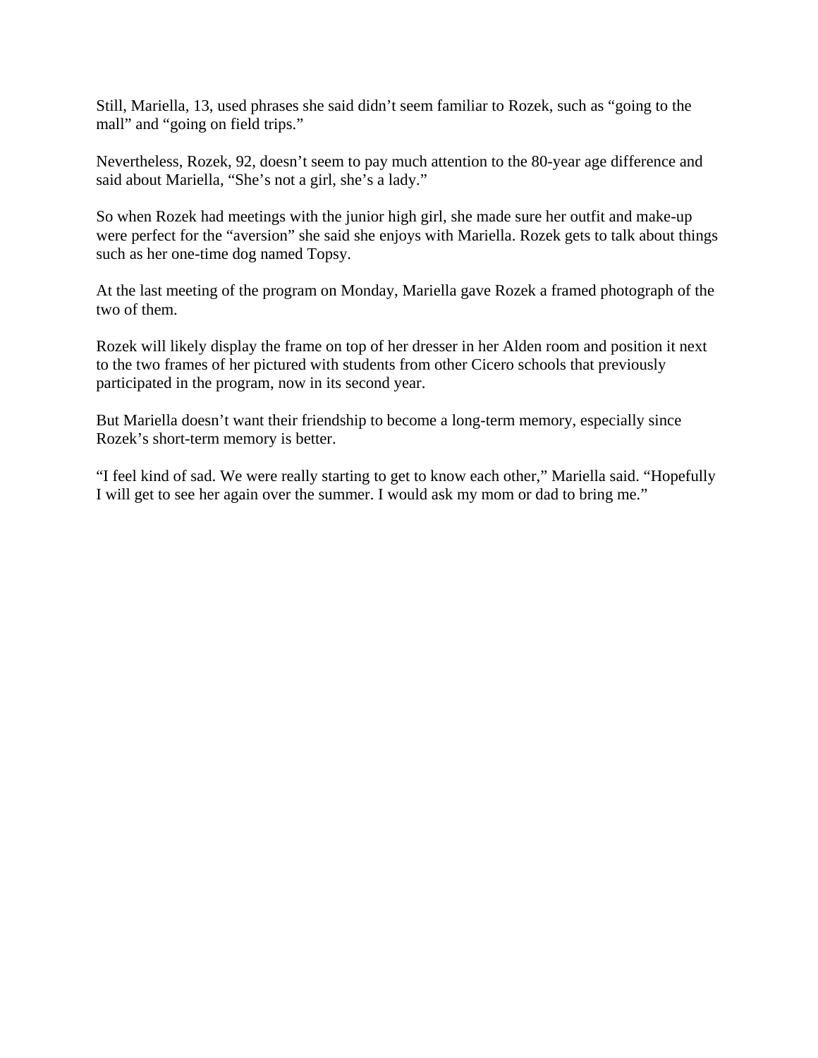Still, Mariella, 13, used phrases she said didn’t seem familiar to Rozek, such as “going to the mall” and “going on field trips.”

Nevertheless, Rozek, 92, doesn’t seem to pay much attention to the 80-year age difference and said about Mariella, “She’s not a girl, she’s a lady.”

So when Rozek had meetings with the junior high girl, she made sure her outfit and make-up were perfect for the “aversion” she said she enjoys with Mariella. Rozek gets to talk about things such as her one-time dog named Topsy.

At the last meeting of the program on Monday, Mariella gave Rozek a framed photograph of the two of them.

Rozek will likely display the frame on top of her dresser in her Alden room and position it next to the two frames of her pictured with students from other Cicero schools that previously participated in the program, now in its second year.

But Mariella doesn’t want their friendship to become a long-term memory, especially since Rozek’s short-term memory is better.

“I feel kind of sad. We were really starting to get to know each other,” Mariella said. “Hopefully I will get to see her again over the summer. I would ask my mom or dad to bring me.”